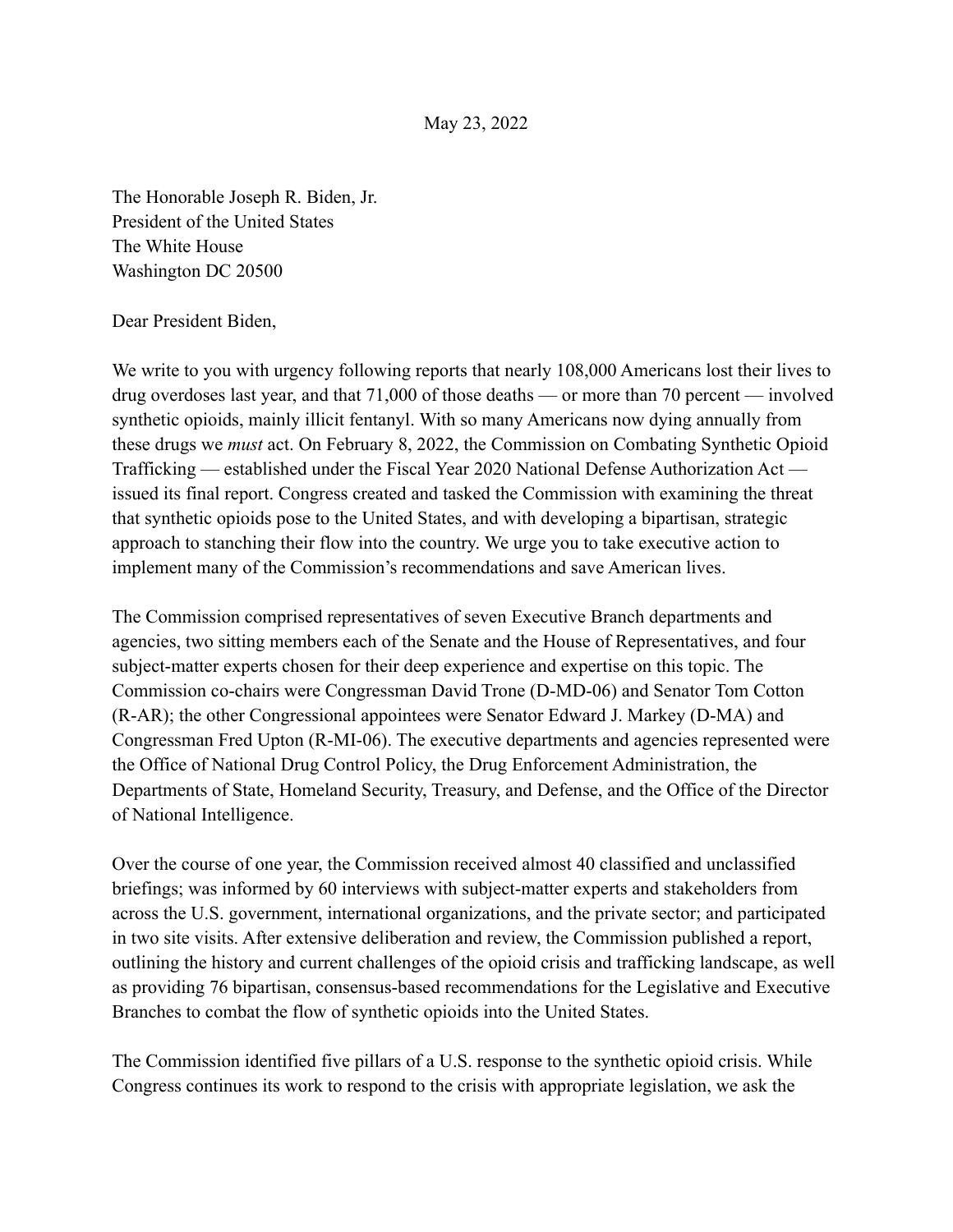May 23, 2022

The Honorable Joseph R. Biden, Jr.
President of the United States
The White House
Washington DC 20500

Dear President Biden,

We write to you with urgency following reports that nearly 108,000 Americans lost their lives to drug overdoses last year, and that 71,000 of those deaths — or more than 70 percent — involved synthetic opioids, mainly illicit fentanyl. With so many Americans now dying annually from these drugs we *must* act. On February 8, 2022, the Commission on Combating Synthetic Opioid Trafficking — established under the Fiscal Year 2020 National Defense Authorization Act — issued its final report. Congress created and tasked the Commission with examining the threat that synthetic opioids pose to the United States, and with developing a bipartisan, strategic approach to stanching their flow into the country. We urge you to take executive action to implement many of the Commission's recommendations and save American lives.

The Commission comprised representatives of seven Executive Branch departments and agencies, two sitting members each of the Senate and the House of Representatives, and four subject-matter experts chosen for their deep experience and expertise on this topic. The Commission co-chairs were Congressman David Trone (D-MD-06) and Senator Tom Cotton (R-AR); the other Congressional appointees were Senator Edward J. Markey (D-MA) and Congressman Fred Upton (R-MI-06). The executive departments and agencies represented were the Office of National Drug Control Policy, the Drug Enforcement Administration, the Departments of State, Homeland Security, Treasury, and Defense, and the Office of the Director of National Intelligence.

Over the course of one year, the Commission received almost 40 classified and unclassified briefings; was informed by 60 interviews with subject-matter experts and stakeholders from across the U.S. government, international organizations, and the private sector; and participated in two site visits. After extensive deliberation and review, the Commission published a report, outlining the history and current challenges of the opioid crisis and trafficking landscape, as well as providing 76 bipartisan, consensus-based recommendations for the Legislative and Executive Branches to combat the flow of synthetic opioids into the United States.

The Commission identified five pillars of a U.S. response to the synthetic opioid crisis. While Congress continues its work to respond to the crisis with appropriate legislation, we ask the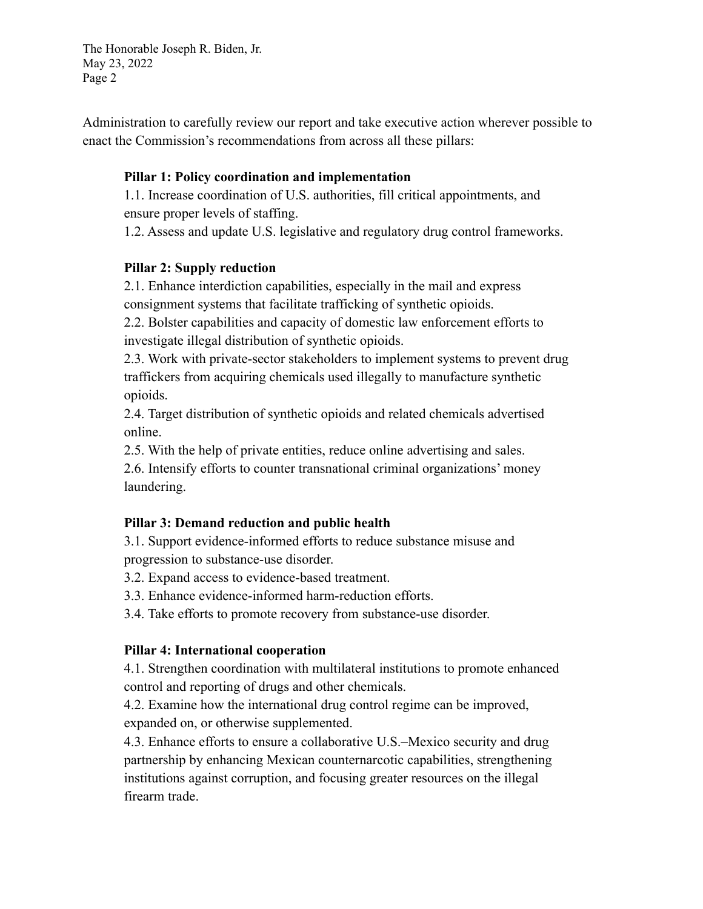Administration to carefully review our report and take executive action wherever possible to enact the Commission's recommendations from across all these pillars:

**Pillar 1: Policy coordination and implementation**

1.1. Increase coordination of U.S. authorities, fill critical appointments, and ensure proper levels of staffing.
1.2. Assess and update U.S. legislative and regulatory drug control frameworks.

**Pillar 2: Supply reduction**

2.1. Enhance interdiction capabilities, especially in the mail and express consignment systems that facilitate trafficking of synthetic opioids.
2.2. Bolster capabilities and capacity of domestic law enforcement efforts to investigate illegal distribution of synthetic opioids.
2.3. Work with private-sector stakeholders to implement systems to prevent drug traffickers from acquiring chemicals used illegally to manufacture synthetic opioids.
2.4. Target distribution of synthetic opioids and related chemicals advertised online.
2.5. With the help of private entities, reduce online advertising and sales.
2.6. Intensify efforts to counter transnational criminal organizations' money laundering.

**Pillar 3: Demand reduction and public health**

3.1. Support evidence-informed efforts to reduce substance misuse and progression to substance-use disorder.
3.2. Expand access to evidence-based treatment.
3.3. Enhance evidence-informed harm-reduction efforts.
3.4. Take efforts to promote recovery from substance-use disorder.

**Pillar 4: International cooperation**

4.1. Strengthen coordination with multilateral institutions to promote enhanced control and reporting of drugs and other chemicals.
4.2. Examine how the international drug control regime can be improved, expanded on, or otherwise supplemented.
4.3. Enhance efforts to ensure a collaborative U.S.–Mexico security and drug partnership by enhancing Mexican counternarcotic capabilities, strengthening institutions against corruption, and focusing greater resources on the illegal firearm trade.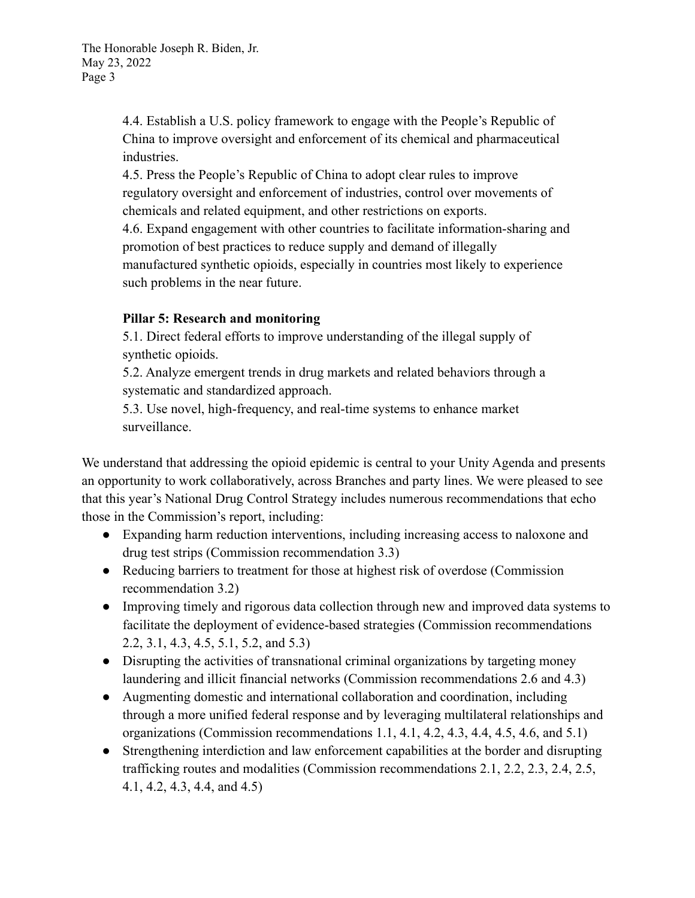4.4. Establish a U.S. policy framework to engage with the People's Republic of China to improve oversight and enforcement of its chemical and pharmaceutical industries.

4.5. Press the People's Republic of China to adopt clear rules to improve regulatory oversight and enforcement of industries, control over movements of chemicals and related equipment, and other restrictions on exports.

4.6. Expand engagement with other countries to facilitate information-sharing and promotion of best practices to reduce supply and demand of illegally manufactured synthetic opioids, especially in countries most likely to experience such problems in the near future.

**Pillar 5: Research and monitoring**

5.1. Direct federal efforts to improve understanding of the illegal supply of synthetic opioids.

5.2. Analyze emergent trends in drug markets and related behaviors through a systematic and standardized approach.

5.3. Use novel, high-frequency, and real-time systems to enhance market surveillance.

We understand that addressing the opioid epidemic is central to your Unity Agenda and presents an opportunity to work collaboratively, across Branches and party lines. We were pleased to see that this year's National Drug Control Strategy includes numerous recommendations that echo those in the Commission's report, including:

- Expanding harm reduction interventions, including increasing access to naloxone and drug test strips (Commission recommendation 3.3)
- Reducing barriers to treatment for those at highest risk of overdose (Commission recommendation 3.2)
- Improving timely and rigorous data collection through new and improved data systems to facilitate the deployment of evidence-based strategies (Commission recommendations 2.2, 3.1, 4.3, 4.5, 5.1, 5.2, and 5.3)
- Disrupting the activities of transnational criminal organizations by targeting money laundering and illicit financial networks (Commission recommendations 2.6 and 4.3)
- Augmenting domestic and international collaboration and coordination, including through a more unified federal response and by leveraging multilateral relationships and organizations (Commission recommendations 1.1, 4.1, 4.2, 4.3, 4.4, 4.5, 4.6, and 5.1)
- Strengthening interdiction and law enforcement capabilities at the border and disrupting trafficking routes and modalities (Commission recommendations 2.1, 2.2, 2.3, 2.4, 2.5, 4.1, 4.2, 4.3, 4.4, and 4.5)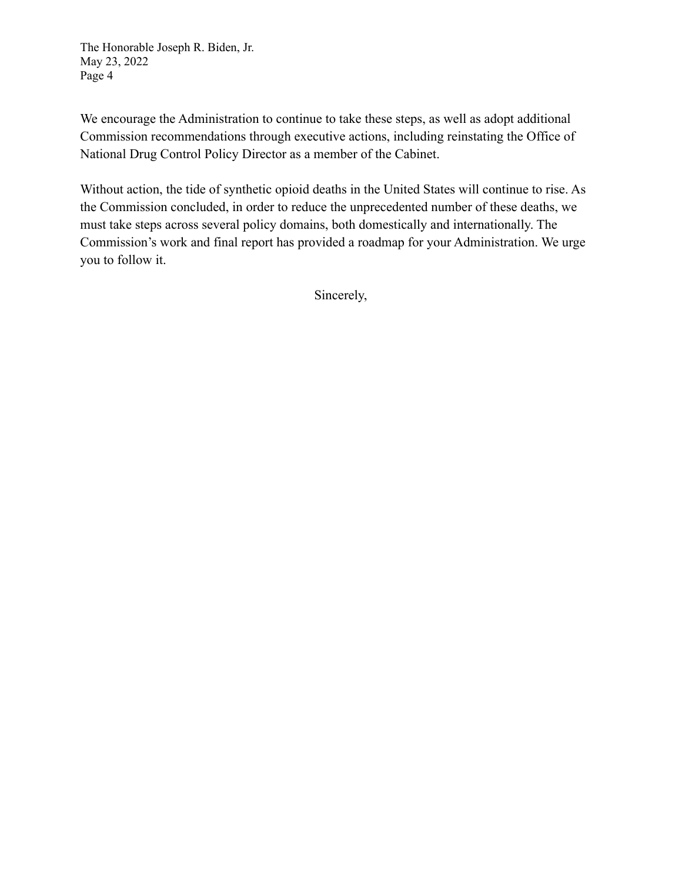We encourage the Administration to continue to take these steps, as well as adopt additional Commission recommendations through executive actions, including reinstating the Office of National Drug Control Policy Director as a member of the Cabinet.

Without action, the tide of synthetic opioid deaths in the United States will continue to rise. As the Commission concluded, in order to reduce the unprecedented number of these deaths, we must take steps across several policy domains, both domestically and internationally. The Commission's work and final report has provided a roadmap for your Administration. We urge you to follow it.

Sincerely,